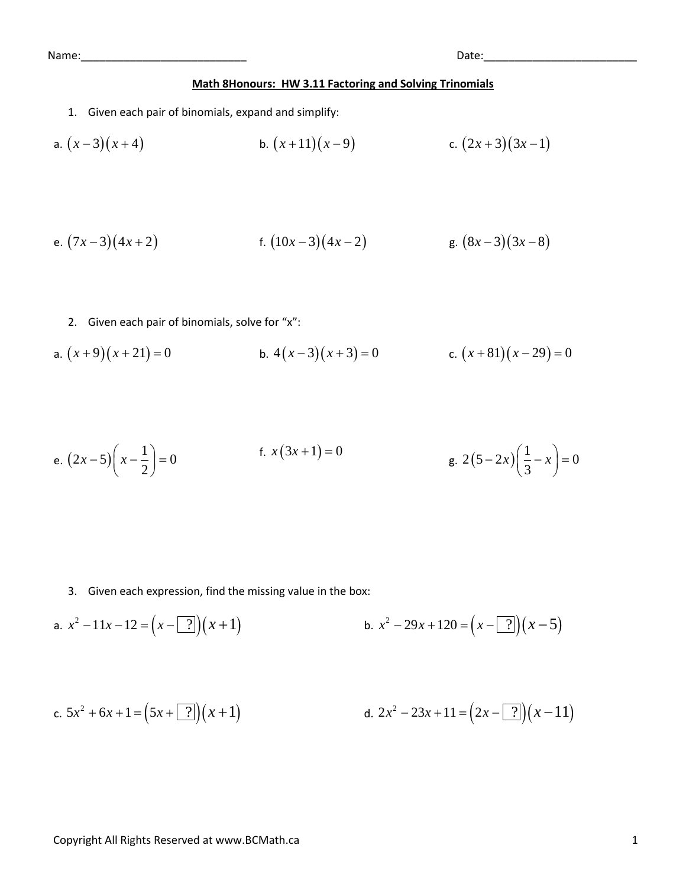Name:____________________________ Date:_________________________

**Math 8Honours: HW 3.11 Factoring and Solving Trinomials**

1. Given each pair of binomials, expand and simplify:

a. $(x-3)(x+4)$ b. $(x+11)(x-9)$ c. $(2x+3)(3x-1)$

e. $(7x-3)(4x+2)$ f. $(10x-3)(4x-2)$ g. $(8x-3)(3x-8)$

2. Given each pair of binomials, solve for "x":

a. $(x+9)(x+21)=0$ b. $4(x-3)(x+3)=0$ c. $(x+81)(x-29)=0$

e. $(2x-5)\left(x-\frac{1}{2}\right)=0$ f. $x(3x+1)=0$ g. $2(5-2x)\left(\frac{1}{3}-x\right)=0$

3. Given each expression, find the missing value in the box:

a. $x^2-11x-12=\left(x-\boxed{?}\right)(x+1)$ b. $x^2-29x+120=\left(x-\boxed{?}\right)(x-5)$

c. $5x^2+6x+1=\left(5x+\boxed{?}\right)(x+1)$ d. $2x^2-23x+11=\left(2x-\boxed{?}\right)(x-11)$

Copyright All Rights Reserved at www.BCMath.ca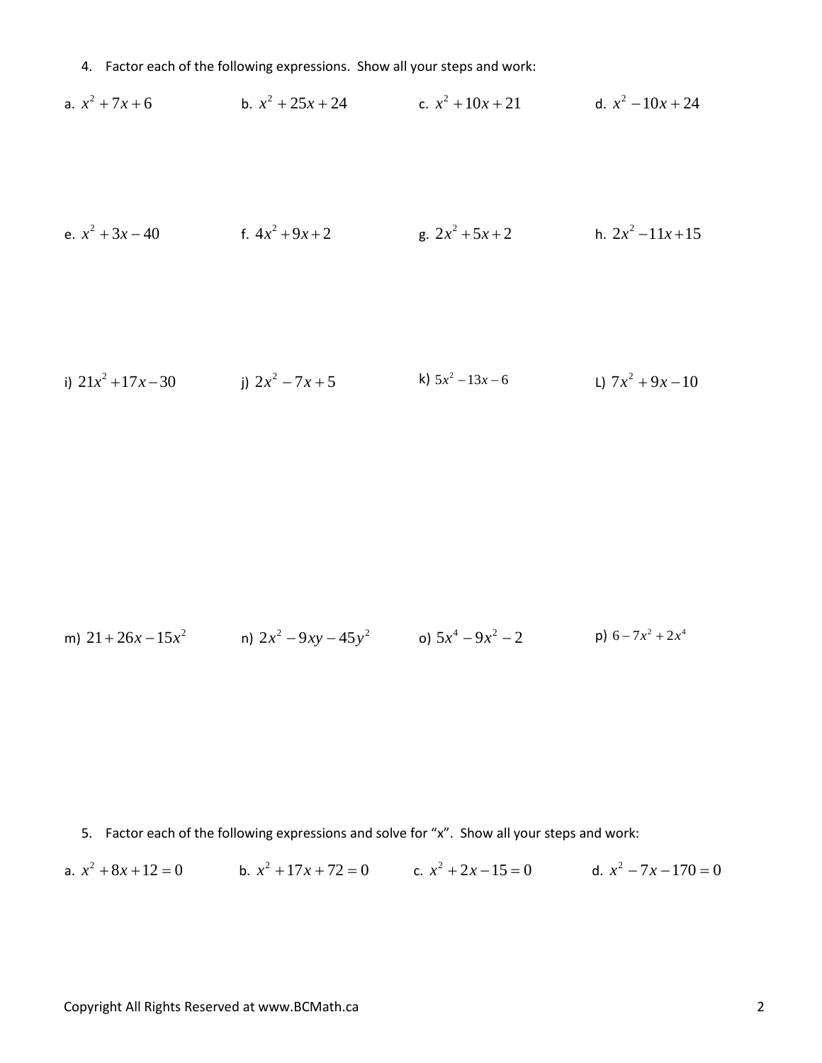4. Factor each of the following expressions. Show all your steps and work:

a. $x^2 + 7x + 6$

b. $x^2 + 25x + 24$

c. $x^2 + 10x + 21$

d. $x^2 - 10x + 24$

e. $x^2 + 3x - 40$

f. $4x^2 + 9x + 2$

g. $2x^2 + 5x + 2$

h. $2x^2 - 11x + 15$

i) $21x^2 + 17x - 30$

j) $2x^2 - 7x + 5$

k) $5x^2 - 13x - 6$

L) $7x^2 + 9x - 10$

m) $21 + 26x - 15x^2$

n) $2x^2 - 9xy - 45y^2$

o) $5x^4 - 9x^2 - 2$

p) $6 - 7x^2 + 2x^4$

5. Factor each of the following expressions and solve for "x". Show all your steps and work:

a. $x^2 + 8x + 12 = 0$

b. $x^2 + 17x + 72 = 0$

c. $x^2 + 2x - 15 = 0$

d. $x^2 - 7x - 170 = 0$

Copyright All Rights Reserved at www.BCMath.ca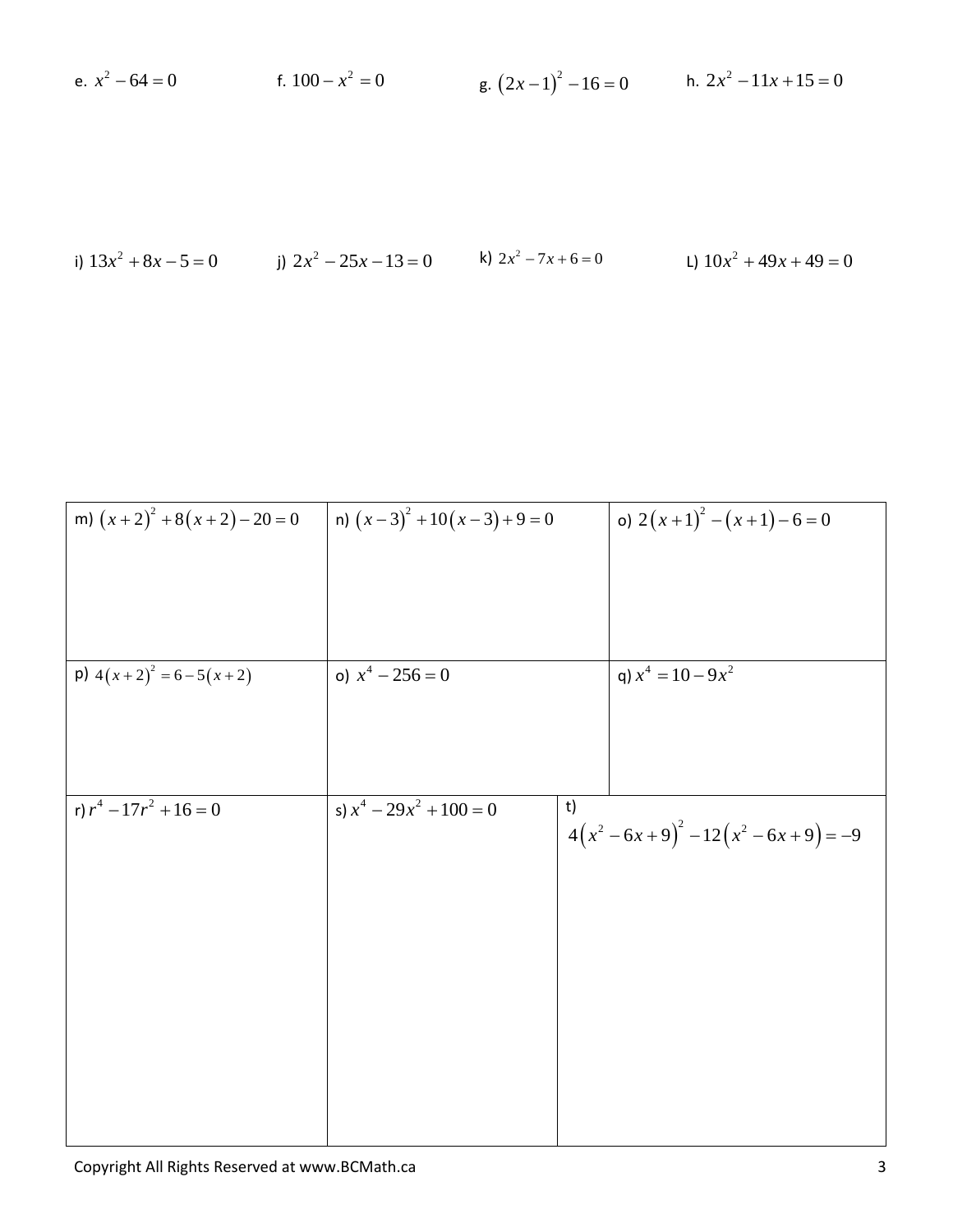e. $x^2 - 64 = 0$

f. $100 - x^2 = 0$

g. $(2x-1)^2 - 16 = 0$

h. $2x^2 - 11x + 15 = 0$

i) $13x^2 + 8x - 5 = 0$

j) $2x^2 - 25x - 13 = 0$

k) $2x^2 - 7x + 6 = 0$

L) $10x^2 + 49x + 49 = 0$

| | | |
|---|---|---|
| m) $(x+2)^2 + 8(x+2) - 20 = 0$ | n) $(x-3)^2 + 10(x-3) + 9 = 0$ | o) $2(x+1)^2 - (x+1) - 6 = 0$ |
| p) $4(x+2)^2 = 6 - 5(x+2)$ | o) $x^4 - 256 = 0$ | q) $x^4 = 10 - 9x^2$ |
| r) $r^4 - 17r^2 + 16 = 0$ | s) $x^4 - 29x^2 + 100 = 0$ | t) $4(x^2 - 6x + 9)^2 - 12(x^2 - 6x + 9) = -9$ |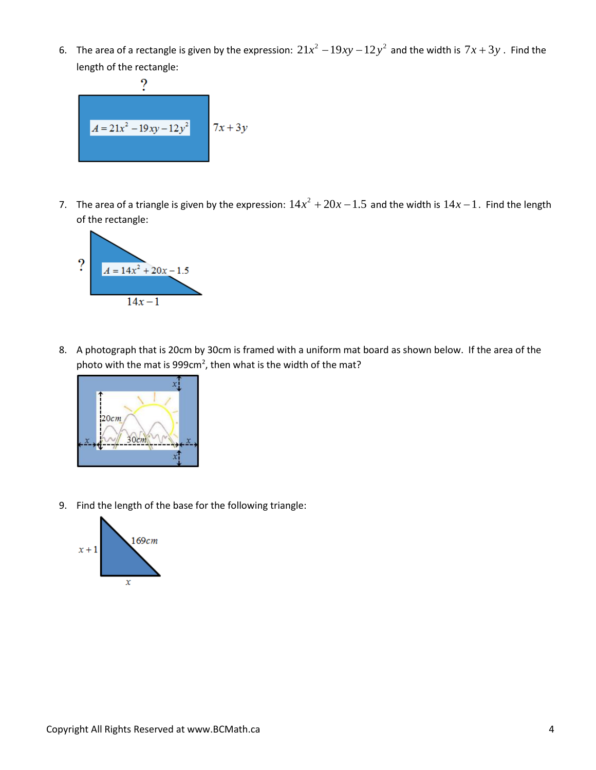6. The area of a rectangle is given by the expression: $21x^2 - 19xy - 12y^2$ and the width is $7x + 3y$. Find the length of the rectangle:

?

$A = 21x^2 - 19xy - 12y^2$

$7x + 3y$

7. The area of a triangle is given by the expression: $14x^2 + 20x - 1.5$ and the width is $14x - 1$. Find the length of the rectangle:

?

$A = 14x^2 + 20x - 1.5$

$14x - 1$

8. A photograph that is 20cm by 30cm is framed with a uniform mat board as shown below. If the area of the photo with the mat is 999cm$^2$, then what is the width of the mat?

$x$

$20cm$

$30cm$

$x$

$x$

$x$

9. Find the length of the base for the following triangle:

$169cm$

$x + 1$

$x$